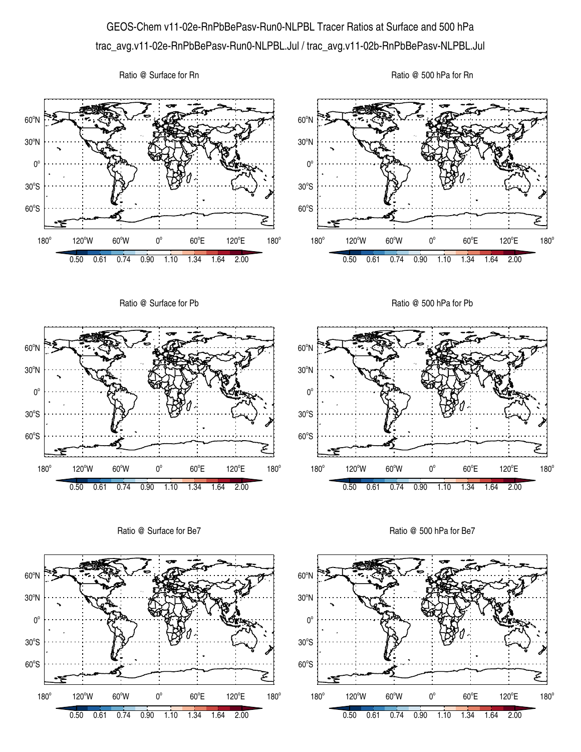# GEOS-Chem v11-02e-RnPbBePasv-Run0-NLPBL Tracer Ratios at Surface and 500 hPa

trac_avg.v11-02e-RnPbBePasv-Run0-NLPBL.Jul / trac_avg.v11-02b-RnPbBePasv-NLPBL.Jul

Ratio @ Surface for Rn

Ratio @ 500 hPa for Rn

Ratio @ Surface for Pb

Ratio @ 500 hPa for Pb

Ratio @ Surface for Be7

Ratio @ 500 hPa for Be7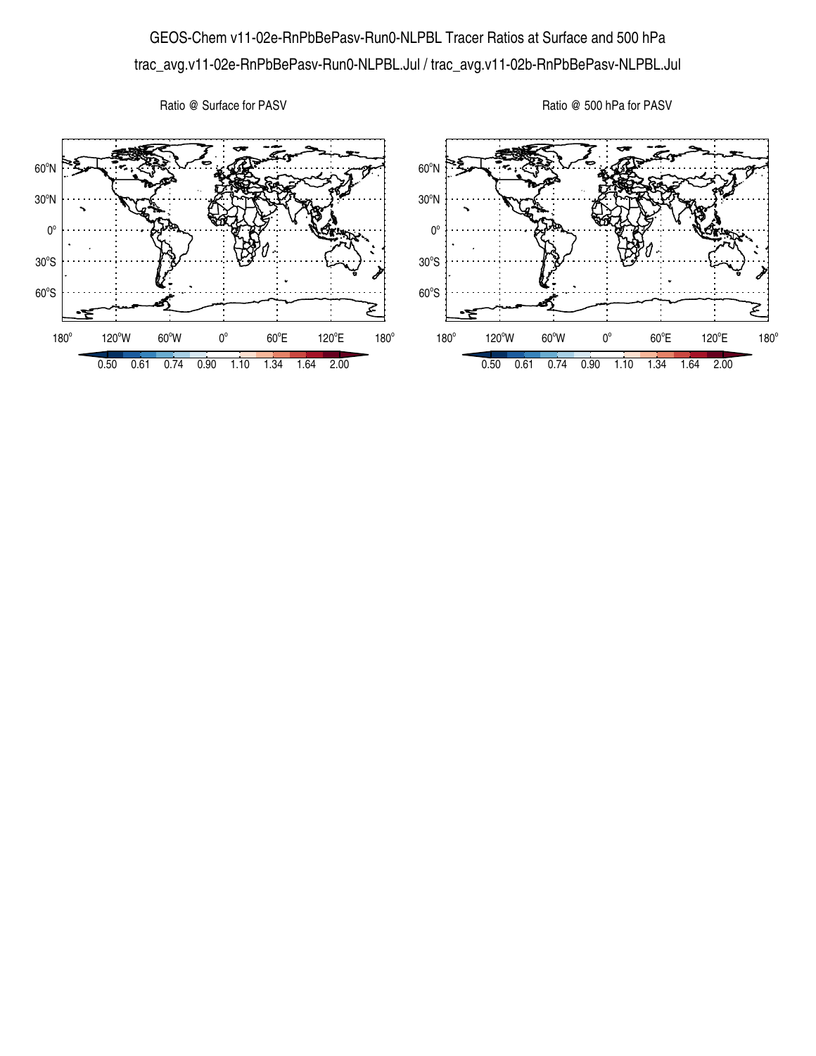GEOS-Chem v11-02e-RnPbBePasv-Run0-NLPBL Tracer Ratios at Surface and 500 hPa

trac_avg.v11-02e-RnPbBePasv-Run0-NLPBL.Jul / trac_avg.v11-02b-RnPbBePasv-NLPBL.Jul

Ratio @ Surface for PASV

60°N
30°N
0°
30°S
60°S

180° 120°W 60°W 0° 60°E 120°E 180°

0.50 0.61 0.74 0.90 1.10 1.34 1.64 2.00

Ratio @ 500 hPa for PASV

60°N
30°N
0°
30°S
60°S

180° 120°W 60°W 0° 60°E 120°E 180°

0.50 0.61 0.74 0.90 1.10 1.34 1.64 2.00